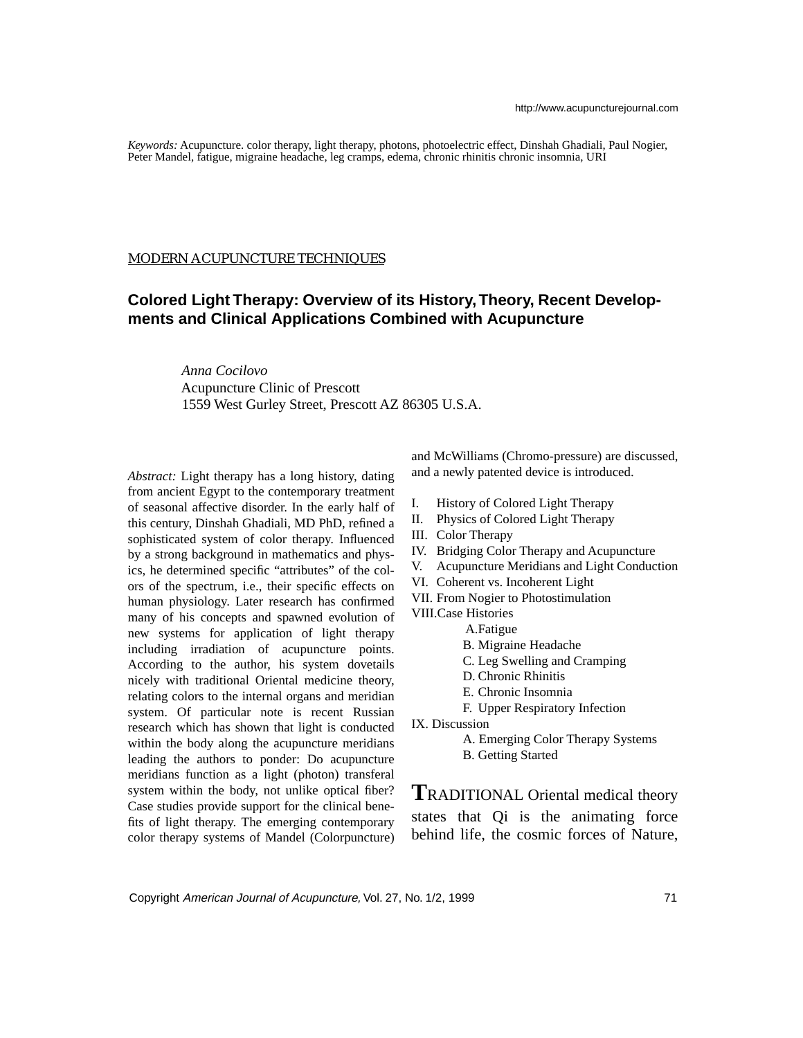http://www.acupuncturejournal.com

*Keywords:* Acupuncture. color therapy, light therapy, photons, photoelectric effect, Dinshah Ghadiali, Paul Nogier, Peter Mandel, fatigue, migraine headache, leg cramps, edema, chronic rhinitis chronic insomnia, URI

MODERN ACUPUNCTURE TECHNIQUES

# Colored Light Therapy: Overview of its History, Theory, Recent Developments and Clinical Applications Combined with Acupuncture

*Anna Cocilovo*
Acupuncture Clinic of Prescott
1559 West Gurley Street, Prescott AZ 86305 U.S.A.

*Abstract:* Light therapy has a long history, dating from ancient Egypt to the contemporary treatment of seasonal affective disorder. In the early half of this century, Dinshah Ghadiali, MD PhD, refined a sophisticated system of color therapy. Influenced by a strong background in mathematics and physics, he determined specific "attributes" of the colors of the spectrum, i.e., their specific effects on human physiology. Later research has confirmed many of his concepts and spawned evolution of new systems for application of light therapy including irradiation of acupuncture points. According to the author, his system dovetails nicely with traditional Oriental medicine theory, relating colors to the internal organs and meridian system. Of particular note is recent Russian research which has shown that light is conducted within the body along the acupuncture meridians leading the authors to ponder: Do acupuncture meridians function as a light (photon) transferal system within the body, not unlike optical fiber? Case studies provide support for the clinical benefits of light therapy. The emerging contemporary color therapy systems of Mandel (Colorpuncture) and McWilliams (Chromo-pressure) are discussed, and a newly patented device is introduced.

- I. History of Colored Light Therapy
- II. Physics of Colored Light Therapy
- III. Color Therapy
- IV. Bridging Color Therapy and Acupuncture
- V. Acupuncture Meridians and Light Conduction
- VI. Coherent vs. Incoherent Light
- VII. From Nogier to Photostimulation
- VIII. Case Histories
  - A. Fatigue
  - B. Migraine Headache
  - C. Leg Swelling and Cramping
  - D. Chronic Rhinitis
  - E. Chronic Insomnia
  - F. Upper Respiratory Infection
- IX. Discussion
  - A. Emerging Color Therapy Systems
  - B. Getting Started

**T**RADITIONAL Oriental medical theory states that Qi is the animating force behind life, the cosmic forces of Nature,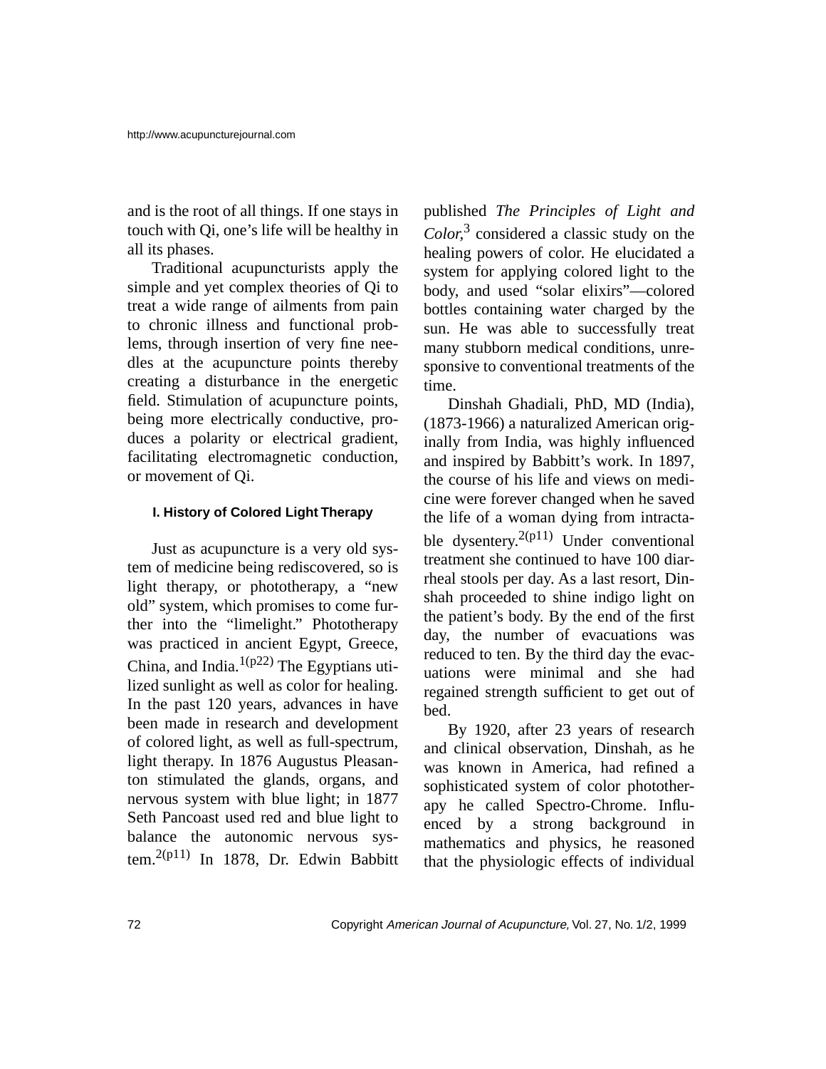and is the root of all things. If one stays in touch with Qi, one's life will be healthy in all its phases.

Traditional acupuncturists apply the simple and yet complex theories of Qi to treat a wide range of ailments from pain to chronic illness and functional problems, through insertion of very fine needles at the acupuncture points thereby creating a disturbance in the energetic field. Stimulation of acupuncture points, being more electrically conductive, produces a polarity or electrical gradient, facilitating electromagnetic conduction, or movement of Qi.

#### I. History of Colored Light Therapy

Just as acupuncture is a very old system of medicine being rediscovered, so is light therapy, or phototherapy, a "new old" system, which promises to come further into the "limelight." Phototherapy was practiced in ancient Egypt, Greece, China, and India.[1(p22)] The Egyptians utilized sunlight as well as color for healing. In the past 120 years, advances in have been made in research and development of colored light, as well as full-spectrum, light therapy. In 1876 Augustus Pleasanton stimulated the glands, organs, and nervous system with blue light; in 1877 Seth Pancoast used red and blue light to balance the autonomic nervous system.[2(p11)] In 1878, Dr. Edwin Babbitt published *The Principles of Light and Color*,[3] considered a classic study on the healing powers of color. He elucidated a system for applying colored light to the body, and used "solar elixirs"—colored bottles containing water charged by the sun. He was able to successfully treat many stubborn medical conditions, unresponsive to conventional treatments of the time.

Dinshah Ghadiali, PhD, MD (India), (1873-1966) a naturalized American originally from India, was highly influenced and inspired by Babbitt's work. In 1897, the course of his life and views on medicine were forever changed when he saved the life of a woman dying from intractable dysentery.[2(p11)] Under conventional treatment she continued to have 100 diarrheal stools per day. As a last resort, Dinshah proceeded to shine indigo light on the patient's body. By the end of the first day, the number of evacuations was reduced to ten. By the third day the evacuations were minimal and she had regained strength sufficient to get out of bed.

By 1920, after 23 years of research and clinical observation, Dinshah, as he was known in America, had refined a sophisticated system of color phototherapy he called Spectro-Chrome. Influenced by a strong background in mathematics and physics, he reasoned that the physiologic effects of individual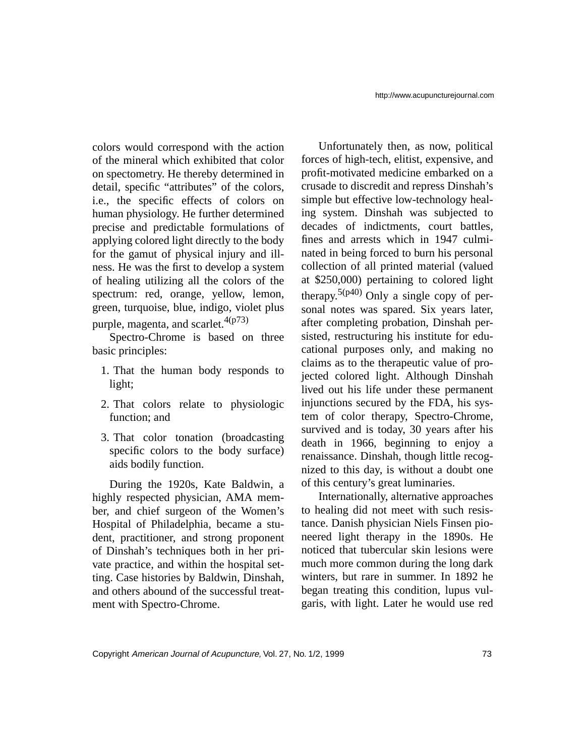colors would correspond with the action of the mineral which exhibited that color on spectometry. He thereby determined in detail, specific "attributes" of the colors, i.e., the specific effects of colors on human physiology. He further determined precise and predictable formulations of applying colored light directly to the body for the gamut of physical injury and illness. He was the first to develop a system of healing utilizing all the colors of the spectrum: red, orange, yellow, lemon, green, turquoise, blue, indigo, violet plus purple, magenta, and scarlet.[4(p73)]

Spectro-Chrome is based on three basic principles:

1. That the human body responds to light;
2. That colors relate to physiologic function; and
3. That color tonation (broadcasting specific colors to the body surface) aids bodily function.

During the 1920s, Kate Baldwin, a highly respected physician, AMA member, and chief surgeon of the Women's Hospital of Philadelphia, became a student, practitioner, and strong proponent of Dinshah's techniques both in her private practice, and within the hospital setting. Case histories by Baldwin, Dinshah, and others abound of the successful treatment with Spectro-Chrome.

Unfortunately then, as now, political forces of high-tech, elitist, expensive, and profit-motivated medicine embarked on a crusade to discredit and repress Dinshah's simple but effective low-technology healing system. Dinshah was subjected to decades of indictments, court battles, fines and arrests which in 1947 culminated in being forced to burn his personal collection of all printed material (valued at $250,000) pertaining to colored light therapy.[5(p40)] Only a single copy of personal notes was spared. Six years later, after completing probation, Dinshah persisted, restructuring his institute for educational purposes only, and making no claims as to the therapeutic value of projected colored light. Although Dinshah lived out his life under these permanent injunctions secured by the FDA, his system of color therapy, Spectro-Chrome, survived and is today, 30 years after his death in 1966, beginning to enjoy a renaissance. Dinshah, though little recognized to this day, is without a doubt one of this century's great luminaries.

Internationally, alternative approaches to healing did not meet with such resistance. Danish physician Niels Finsen pioneered light therapy in the 1890s. He noticed that tubercular skin lesions were much more common during the long dark winters, but rare in summer. In 1892 he began treating this condition, lupus vulgaris, with light. Later he would use red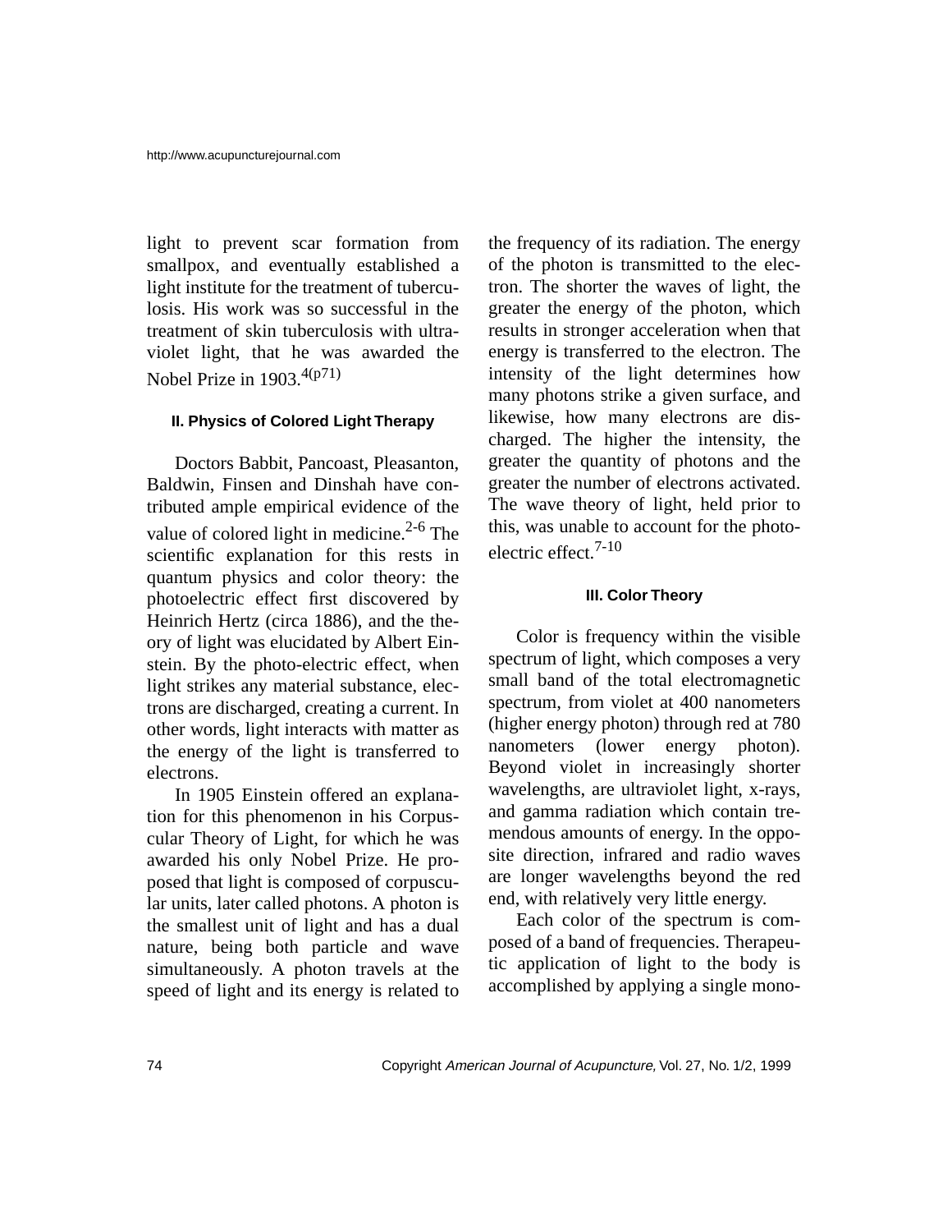light to prevent scar formation from smallpox, and eventually established a light institute for the treatment of tuberculosis. His work was so successful in the treatment of skin tuberculosis with ultraviolet light, that he was awarded the Nobel Prize in 1903.[4(p71)]

## II. Physics of Colored Light Therapy

Doctors Babbit, Pancoast, Pleasanton, Baldwin, Finsen and Dinshah have contributed ample empirical evidence of the value of colored light in medicine.[2-6] The scientific explanation for this rests in quantum physics and color theory: the photoelectric effect first discovered by Heinrich Hertz (circa 1886), and the theory of light was elucidated by Albert Einstein. By the photo-electric effect, when light strikes any material substance, electrons are discharged, creating a current. In other words, light interacts with matter as the energy of the light is transferred to electrons.

In 1905 Einstein offered an explanation for this phenomenon in his Corpuscular Theory of Light, for which he was awarded his only Nobel Prize. He proposed that light is composed of corpuscular units, later called photons. A photon is the smallest unit of light and has a dual nature, being both particle and wave simultaneously. A photon travels at the speed of light and its energy is related to the frequency of its radiation. The energy of the photon is transmitted to the electron. The shorter the waves of light, the greater the energy of the photon, which results in stronger acceleration when that energy is transferred to the electron. The intensity of the light determines how many photons strike a given surface, and likewise, how many electrons are discharged. The higher the intensity, the greater the quantity of photons and the greater the number of electrons activated. The wave theory of light, held prior to this, was unable to account for the photoelectric effect.[7-10]

## III. Color Theory

Color is frequency within the visible spectrum of light, which composes a very small band of the total electromagnetic spectrum, from violet at 400 nanometers (higher energy photon) through red at 780 nanometers (lower energy photon). Beyond violet in increasingly shorter wavelengths, are ultraviolet light, x-rays, and gamma radiation which contain tremendous amounts of energy. In the opposite direction, infrared and radio waves are longer wavelengths beyond the red end, with relatively very little energy.

Each color of the spectrum is composed of a band of frequencies. Therapeutic application of light to the body is accomplished by applying a single mono-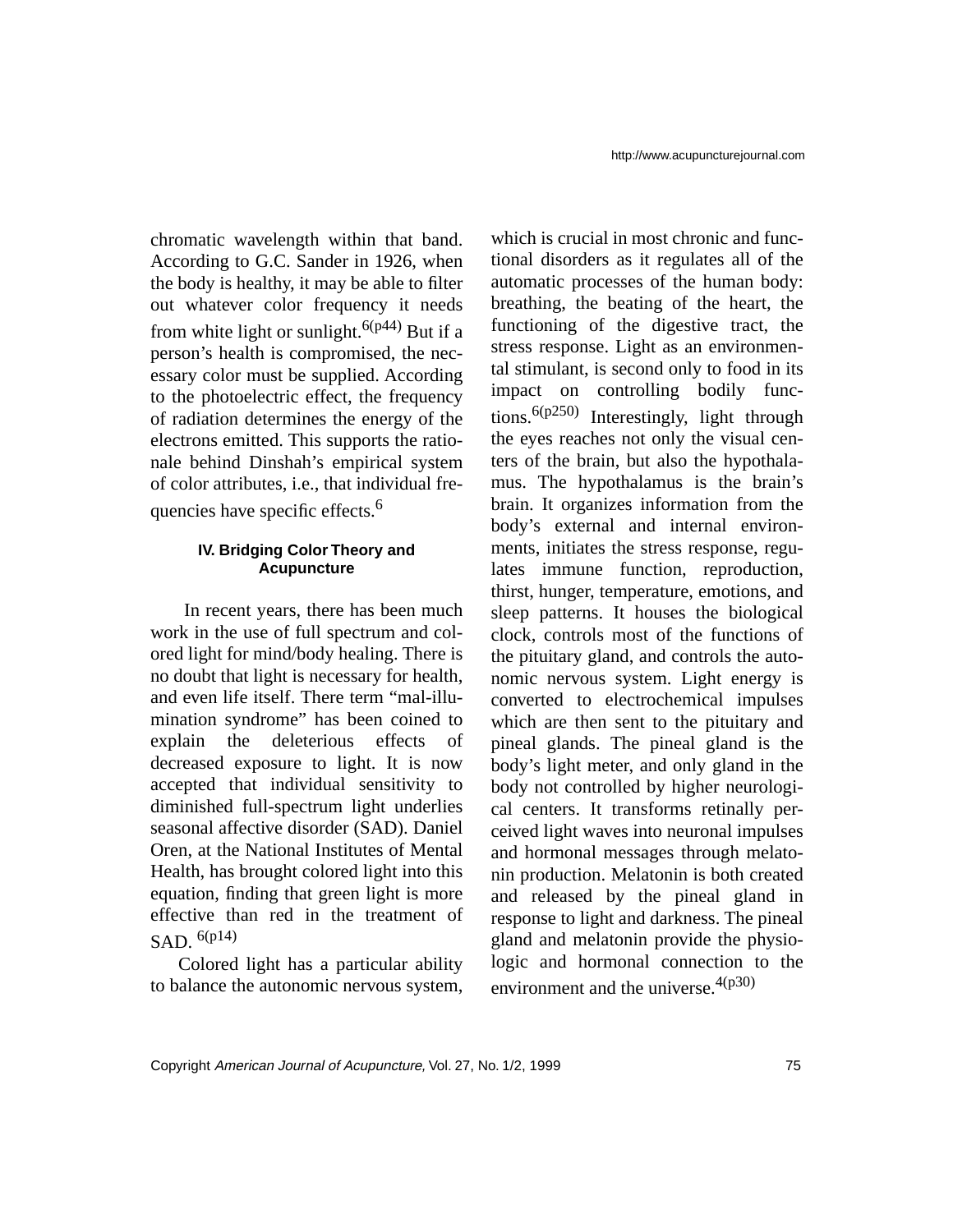chromatic wavelength within that band. According to G.C. Sander in 1926, when the body is healthy, it may be able to filter out whatever color frequency it needs from white light or sunlight.[6(p44)] But if a person's health is compromised, the necessary color must be supplied. According to the photoelectric effect, the frequency of radiation determines the energy of the electrons emitted. This supports the rationale behind Dinshah's empirical system of color attributes, i.e., that individual frequencies have specific effects.[6]

## IV. Bridging Color Theory and Acupuncture

In recent years, there has been much work in the use of full spectrum and colored light for mind/body healing. There is no doubt that light is necessary for health, and even life itself. There term "mal-illumination syndrome" has been coined to explain the deleterious effects of decreased exposure to light. It is now accepted that individual sensitivity to diminished full-spectrum light underlies seasonal affective disorder (SAD). Daniel Oren, at the National Institutes of Mental Health, has brought colored light into this equation, finding that green light is more effective than red in the treatment of SAD. [6(p14)]

Colored light has a particular ability to balance the autonomic nervous system, which is crucial in most chronic and functional disorders as it regulates all of the automatic processes of the human body: breathing, the beating of the heart, the functioning of the digestive tract, the stress response. Light as an environmental stimulant, is second only to food in its impact on controlling bodily functions.[6(p250)] Interestingly, light through the eyes reaches not only the visual centers of the brain, but also the hypothalamus. The hypothalamus is the brain's brain. It organizes information from the body's external and internal environments, initiates the stress response, regulates immune function, reproduction, thirst, hunger, temperature, emotions, and sleep patterns. It houses the biological clock, controls most of the functions of the pituitary gland, and controls the autonomic nervous system. Light energy is converted to electrochemical impulses which are then sent to the pituitary and pineal glands. The pineal gland is the body's light meter, and only gland in the body not controlled by higher neurological centers. It transforms retinally perceived light waves into neuronal impulses and hormonal messages through melatonin production. Melatonin is both created and released by the pineal gland in response to light and darkness. The pineal gland and melatonin provide the physiologic and hormonal connection to the environment and the universe.[4(p30)]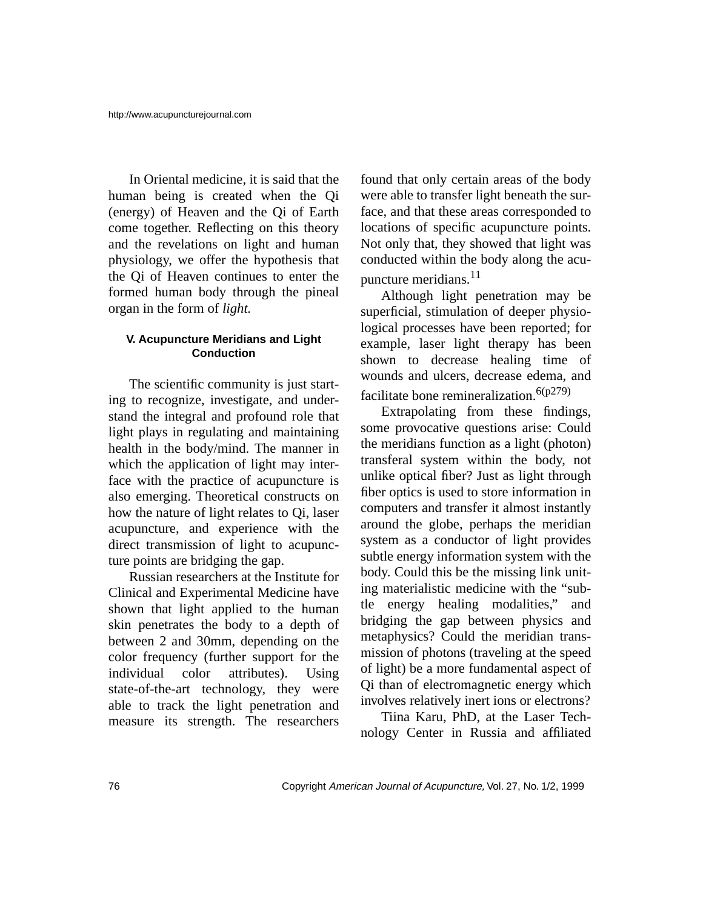In Oriental medicine, it is said that the human being is created when the Qi (energy) of Heaven and the Qi of Earth come together. Reflecting on this theory and the revelations on light and human physiology, we offer the hypothesis that the Qi of Heaven continues to enter the formed human body through the pineal organ in the form of *light.*

#### V. Acupuncture Meridians and Light Conduction

The scientific community is just starting to recognize, investigate, and understand the integral and profound role that light plays in regulating and maintaining health in the body/mind. The manner in which the application of light may interface with the practice of acupuncture is also emerging. Theoretical constructs on how the nature of light relates to Qi, laser acupuncture, and experience with the direct transmission of light to acupuncture points are bridging the gap.

Russian researchers at the Institute for Clinical and Experimental Medicine have shown that light applied to the human skin penetrates the body to a depth of between 2 and 30mm, depending on the color frequency (further support for the individual color attributes). Using state-of-the-art technology, they were able to track the light penetration and measure its strength. The researchers found that only certain areas of the body were able to transfer light beneath the surface, and that these areas corresponded to locations of specific acupuncture points. Not only that, they showed that light was conducted within the body along the acupuncture meridians.[11]

Although light penetration may be superficial, stimulation of deeper physiological processes have been reported; for example, laser light therapy has been shown to decrease healing time of wounds and ulcers, decrease edema, and facilitate bone remineralization.[6(p279)]

Extrapolating from these findings, some provocative questions arise: Could the meridians function as a light (photon) transferal system within the body, not unlike optical fiber? Just as light through fiber optics is used to store information in computers and transfer it almost instantly around the globe, perhaps the meridian system as a conductor of light provides subtle energy information system with the body. Could this be the missing link uniting materialistic medicine with the "subtle energy healing modalities," and bridging the gap between physics and metaphysics? Could the meridian transmission of photons (traveling at the speed of light) be a more fundamental aspect of Qi than of electromagnetic energy which involves relatively inert ions or electrons?

Tiina Karu, PhD, at the Laser Technology Center in Russia and affiliated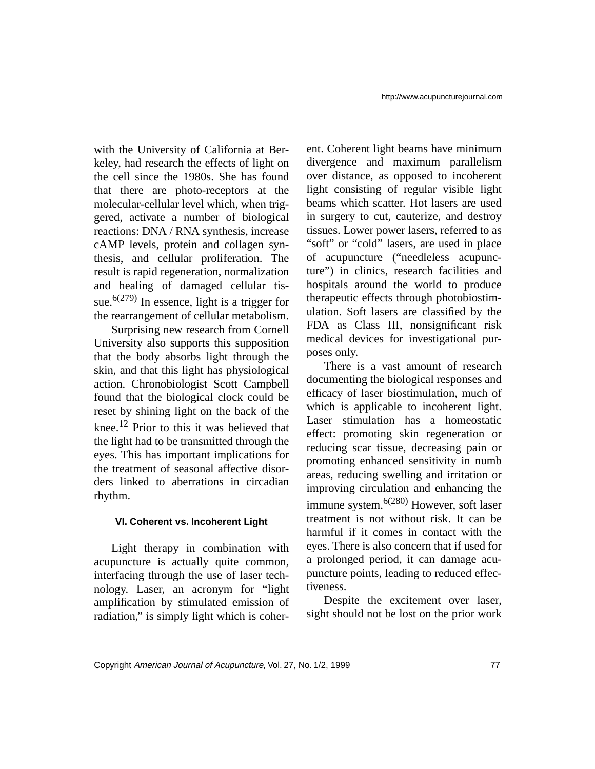with the University of California at Berkeley, had research the effects of light on the cell since the 1980s. She has found that there are photo-receptors at the molecular-cellular level which, when triggered, activate a number of biological reactions: DNA / RNA synthesis, increase cAMP levels, protein and collagen synthesis, and cellular proliferation. The result is rapid regeneration, normalization and healing of damaged cellular tissue.[6(279)] In essence, light is a trigger for the rearrangement of cellular metabolism.

Surprising new research from Cornell University also supports this supposition that the body absorbs light through the skin, and that this light has physiological action. Chronobiologist Scott Campbell found that the biological clock could be reset by shining light on the back of the knee.[12] Prior to this it was believed that the light had to be transmitted through the eyes. This has important implications for the treatment of seasonal affective disorders linked to aberrations in circadian rhythm.

### VI. Coherent vs. Incoherent Light

Light therapy in combination with acupuncture is actually quite common, interfacing through the use of laser technology. Laser, an acronym for "light amplification by stimulated emission of radiation," is simply light which is coherent. Coherent light beams have minimum divergence and maximum parallelism over distance, as opposed to incoherent light consisting of regular visible light beams which scatter. Hot lasers are used in surgery to cut, cauterize, and destroy tissues. Lower power lasers, referred to as "soft" or "cold" lasers, are used in place of acupuncture ("needleless acupuncture") in clinics, research facilities and hospitals around the world to produce therapeutic effects through photobiostimulation. Soft lasers are classified by the FDA as Class III, nonsignificant risk medical devices for investigational purposes only.

There is a vast amount of research documenting the biological responses and efficacy of laser biostimulation, much of which is applicable to incoherent light. Laser stimulation has a homeostatic effect: promoting skin regeneration or reducing scar tissue, decreasing pain or promoting enhanced sensitivity in numb areas, reducing swelling and irritation or improving circulation and enhancing the immune system.[6(280)] However, soft laser treatment is not without risk. It can be harmful if it comes in contact with the eyes. There is also concern that if used for a prolonged period, it can damage acupuncture points, leading to reduced effectiveness.

Despite the excitement over laser, sight should not be lost on the prior work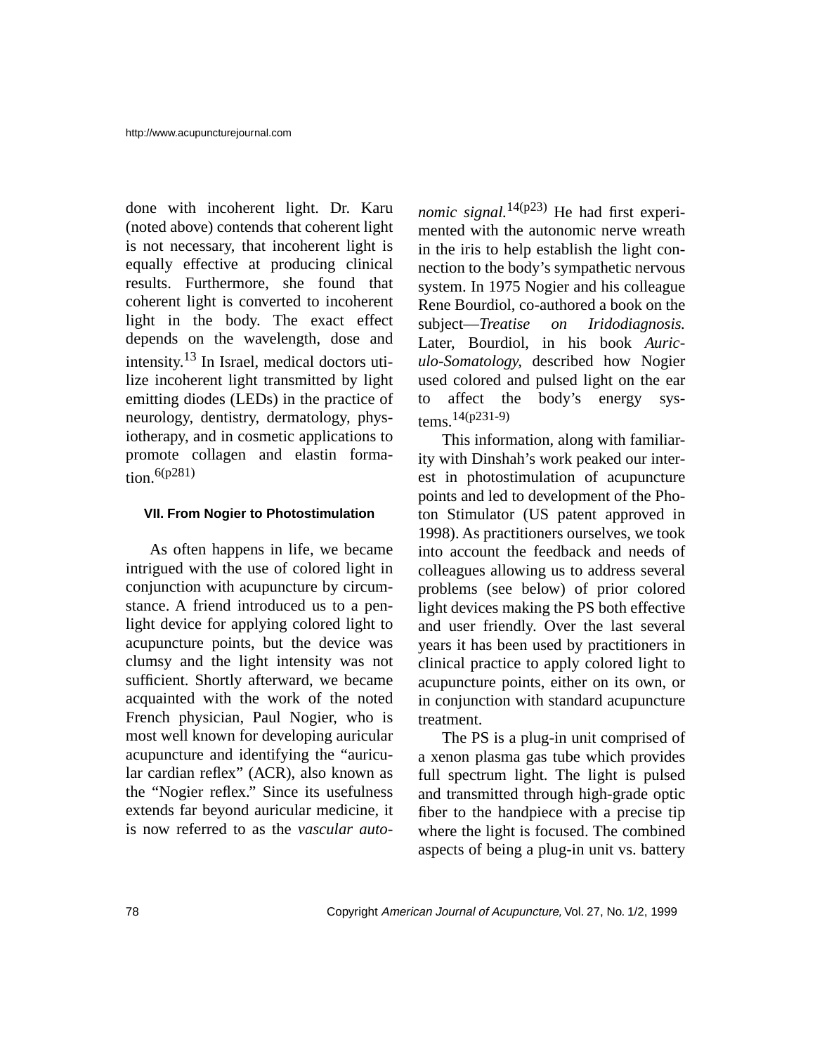done with incoherent light. Dr. Karu (noted above) contends that coherent light is not necessary, that incoherent light is equally effective at producing clinical results. Furthermore, she found that coherent light is converted to incoherent light in the body. The exact effect depends on the wavelength, dose and intensity.[13] In Israel, medical doctors utilize incoherent light transmitted by light emitting diodes (LEDs) in the practice of neurology, dentistry, dermatology, physiotherapy, and in cosmetic applications to promote collagen and elastin formation.[6(p281)]

### VII. From Nogier to Photostimulation

As often happens in life, we became intrigued with the use of colored light in conjunction with acupuncture by circumstance. A friend introduced us to a penlight device for applying colored light to acupuncture points, but the device was clumsy and the light intensity was not sufficient. Shortly afterward, we became acquainted with the work of the noted French physician, Paul Nogier, who is most well known for developing auricular acupuncture and identifying the "auricular cardian reflex" (ACR), also known as the "Nogier reflex." Since its usefulness extends far beyond auricular medicine, it is now referred to as the *vascular autonomic signal.*[14(p23)] He had first experimented with the autonomic nerve wreath in the iris to help establish the light connection to the body's sympathetic nervous system. In 1975 Nogier and his colleague Rene Bourdiol, co-authored a book on the subject—*Treatise on Iridodiagnosis.* Later, Bourdiol, in his book *Auriculo-Somatology,* described how Nogier used colored and pulsed light on the ear to affect the body's energy systems.[14(p231-9)]

This information, along with familiarity with Dinshah's work peaked our interest in photostimulation of acupuncture points and led to development of the Photon Stimulator (US patent approved in 1998). As practitioners ourselves, we took into account the feedback and needs of colleagues allowing us to address several problems (see below) of prior colored light devices making the PS both effective and user friendly. Over the last several years it has been used by practitioners in clinical practice to apply colored light to acupuncture points, either on its own, or in conjunction with standard acupuncture treatment.

The PS is a plug-in unit comprised of a xenon plasma gas tube which provides full spectrum light. The light is pulsed and transmitted through high-grade optic fiber to the handpiece with a precise tip where the light is focused. The combined aspects of being a plug-in unit vs. battery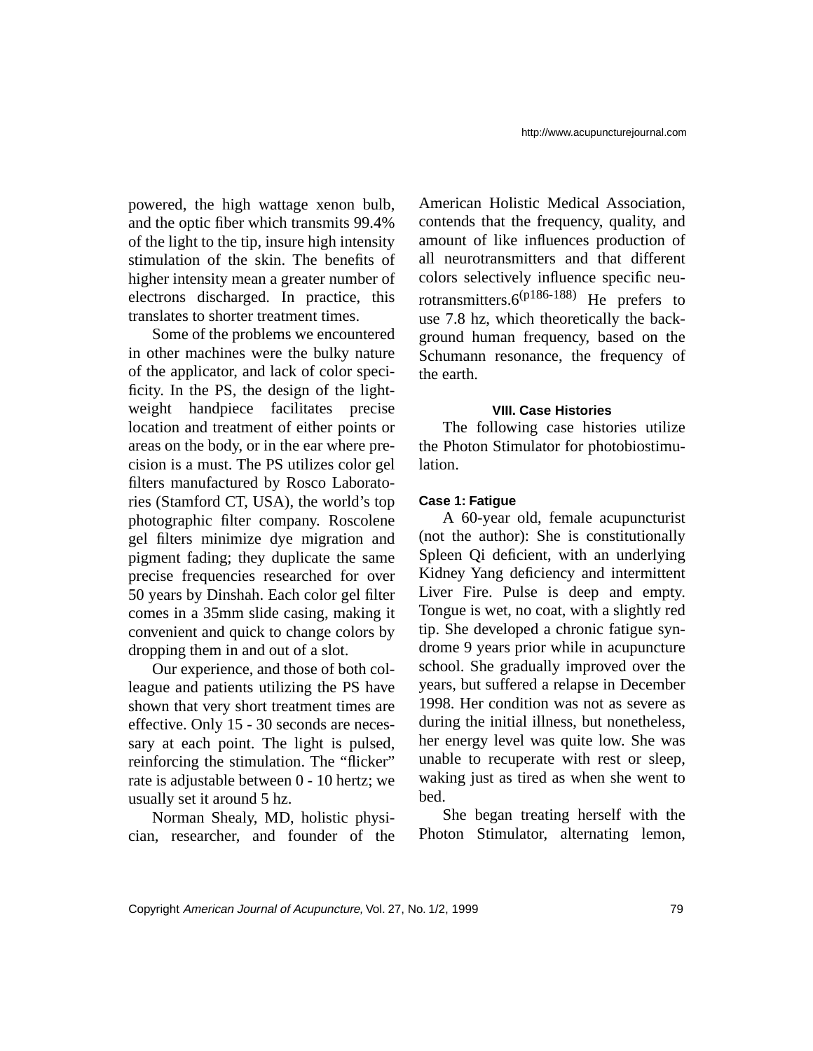powered, the high wattage xenon bulb, and the optic fiber which transmits 99.4% of the light to the tip, insure high intensity stimulation of the skin. The benefits of higher intensity mean a greater number of electrons discharged. In practice, this translates to shorter treatment times.

Some of the problems we encountered in other machines were the bulky nature of the applicator, and lack of color specificity. In the PS, the design of the lightweight handpiece facilitates precise location and treatment of either points or areas on the body, or in the ear where precision is a must. The PS utilizes color gel filters manufactured by Rosco Laboratories (Stamford CT, USA), the world's top photographic filter company. Roscolene gel filters minimize dye migration and pigment fading; they duplicate the same precise frequencies researched for over 50 years by Dinshah. Each color gel filter comes in a 35mm slide casing, making it convenient and quick to change colors by dropping them in and out of a slot.

Our experience, and those of both colleague and patients utilizing the PS have shown that very short treatment times are effective. Only 15 - 30 seconds are necessary at each point. The light is pulsed, reinforcing the stimulation. The "flicker" rate is adjustable between 0 - 10 hertz; we usually set it around 5 hz.

Norman Shealy, MD, holistic physician, researcher, and founder of the American Holistic Medical Association, contends that the frequency, quality, and amount of like influences production of all neurotransmitters and that different colors selectively influence specific neurotransmitters.6[(p186-188)] He prefers to use 7.8 hz, which theoretically the background human frequency, based on the Schumann resonance, the frequency of the earth.

## VIII. Case Histories

The following case histories utilize the Photon Stimulator for photobiostimulation.

### Case 1: Fatigue

A 60-year old, female acupuncturist (not the author): She is constitutionally Spleen Qi deficient, with an underlying Kidney Yang deficiency and intermittent Liver Fire. Pulse is deep and empty. Tongue is wet, no coat, with a slightly red tip. She developed a chronic fatigue syndrome 9 years prior while in acupuncture school. She gradually improved over the years, but suffered a relapse in December 1998. Her condition was not as severe as during the initial illness, but nonetheless, her energy level was quite low. She was unable to recuperate with rest or sleep, waking just as tired as when she went to bed.

She began treating herself with the Photon Stimulator, alternating lemon,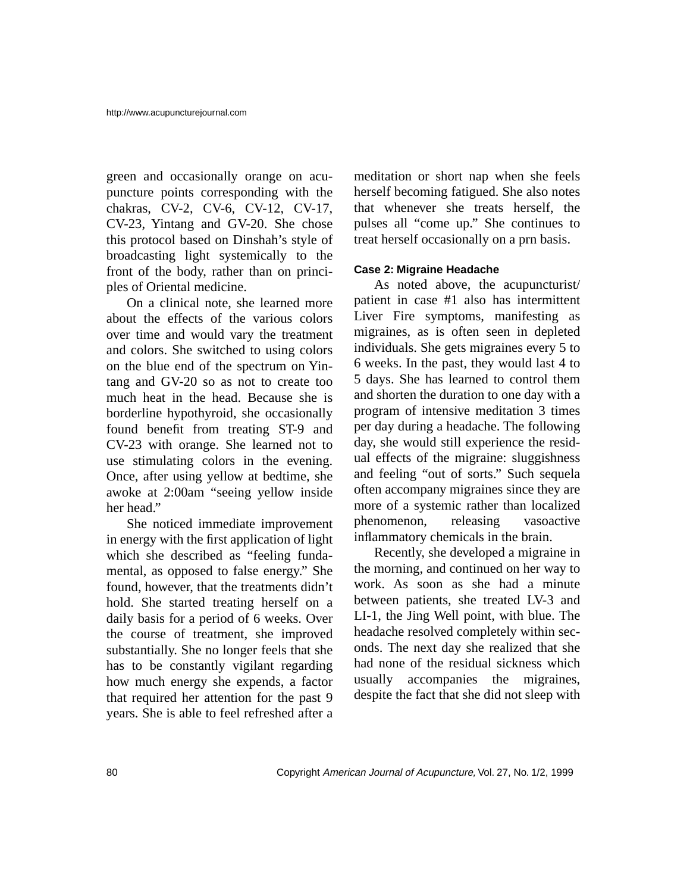green and occasionally orange on acupuncture points corresponding with the chakras, CV-2, CV-6, CV-12, CV-17, CV-23, Yintang and GV-20. She chose this protocol based on Dinshah's style of broadcasting light systemically to the front of the body, rather than on principles of Oriental medicine.

On a clinical note, she learned more about the effects of the various colors over time and would vary the treatment and colors. She switched to using colors on the blue end of the spectrum on Yintang and GV-20 so as not to create too much heat in the head. Because she is borderline hypothyroid, she occasionally found benefit from treating ST-9 and CV-23 with orange. She learned not to use stimulating colors in the evening. Once, after using yellow at bedtime, she awoke at 2:00am "seeing yellow inside her head."

She noticed immediate improvement in energy with the first application of light which she described as "feeling fundamental, as opposed to false energy." She found, however, that the treatments didn't hold. She started treating herself on a daily basis for a period of 6 weeks. Over the course of treatment, she improved substantially. She no longer feels that she has to be constantly vigilant regarding how much energy she expends, a factor that required her attention for the past 9 years. She is able to feel refreshed after a meditation or short nap when she feels herself becoming fatigued. She also notes that whenever she treats herself, the pulses all "come up." She continues to treat herself occasionally on a prn basis.

### Case 2: Migraine Headache

As noted above, the acupuncturist/patient in case #1 also has intermittent Liver Fire symptoms, manifesting as migraines, as is often seen in depleted individuals. She gets migraines every 5 to 6 weeks. In the past, they would last 4 to 5 days. She has learned to control them and shorten the duration to one day with a program of intensive meditation 3 times per day during a headache. The following day, she would still experience the residual effects of the migraine: sluggishness and feeling "out of sorts." Such sequela often accompany migraines since they are more of a systemic rather than localized phenomenon, releasing vasoactive inflammatory chemicals in the brain.

Recently, she developed a migraine in the morning, and continued on her way to work. As soon as she had a minute between patients, she treated LV-3 and LI-1, the Jing Well point, with blue. The headache resolved completely within seconds. The next day she realized that she had none of the residual sickness which usually accompanies the migraines, despite the fact that she did not sleep with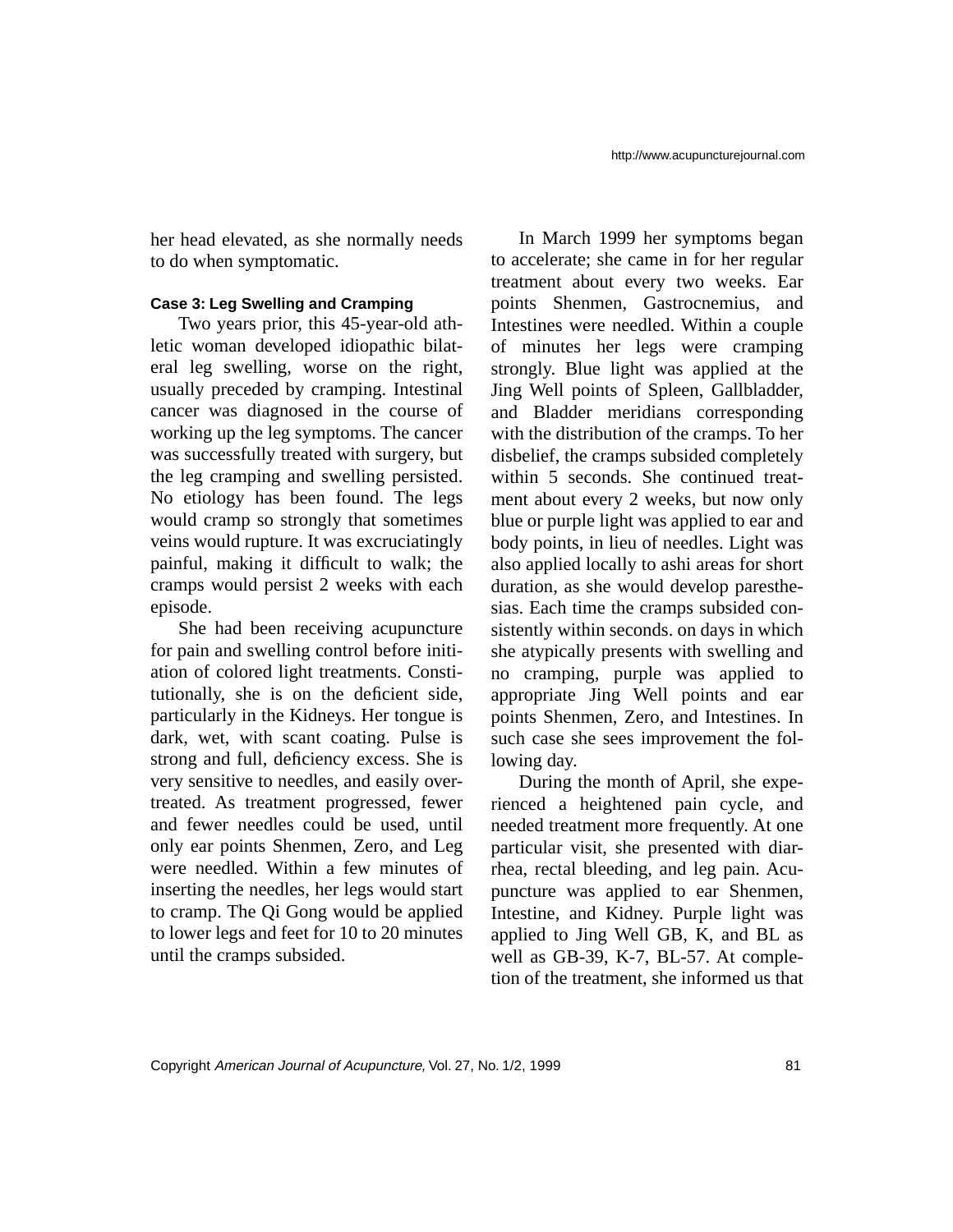her head elevated, as she normally needs to do when symptomatic.

**Case 3: Leg Swelling and Cramping**

Two years prior, this 45-year-old athletic woman developed idiopathic bilateral leg swelling, worse on the right, usually preceded by cramping. Intestinal cancer was diagnosed in the course of working up the leg symptoms. The cancer was successfully treated with surgery, but the leg cramping and swelling persisted. No etiology has been found. The legs would cramp so strongly that sometimes veins would rupture. It was excruciatingly painful, making it difficult to walk; the cramps would persist 2 weeks with each episode.

She had been receiving acupuncture for pain and swelling control before initiation of colored light treatments. Constitutionally, she is on the deficient side, particularly in the Kidneys. Her tongue is dark, wet, with scant coating. Pulse is strong and full, deficiency excess. She is very sensitive to needles, and easily overtreated. As treatment progressed, fewer and fewer needles could be used, until only ear points Shenmen, Zero, and Leg were needled. Within a few minutes of inserting the needles, her legs would start to cramp. The Qi Gong would be applied to lower legs and feet for 10 to 20 minutes until the cramps subsided.

In March 1999 her symptoms began to accelerate; she came in for her regular treatment about every two weeks. Ear points Shenmen, Gastrocnemius, and Intestines were needled. Within a couple of minutes her legs were cramping strongly. Blue light was applied at the Jing Well points of Spleen, Gallbladder, and Bladder meridians corresponding with the distribution of the cramps. To her disbelief, the cramps subsided completely within 5 seconds. She continued treatment about every 2 weeks, but now only blue or purple light was applied to ear and body points, in lieu of needles. Light was also applied locally to ashi areas for short duration, as she would develop paresthesias. Each time the cramps subsided consistently within seconds. on days in which she atypically presents with swelling and no cramping, purple was applied to appropriate Jing Well points and ear points Shenmen, Zero, and Intestines. In such case she sees improvement the following day.

During the month of April, she experienced a heightened pain cycle, and needed treatment more frequently. At one particular visit, she presented with diarrhea, rectal bleeding, and leg pain. Acupuncture was applied to ear Shenmen, Intestine, and Kidney. Purple light was applied to Jing Well GB, K, and BL as well as GB-39, K-7, BL-57. At completion of the treatment, she informed us that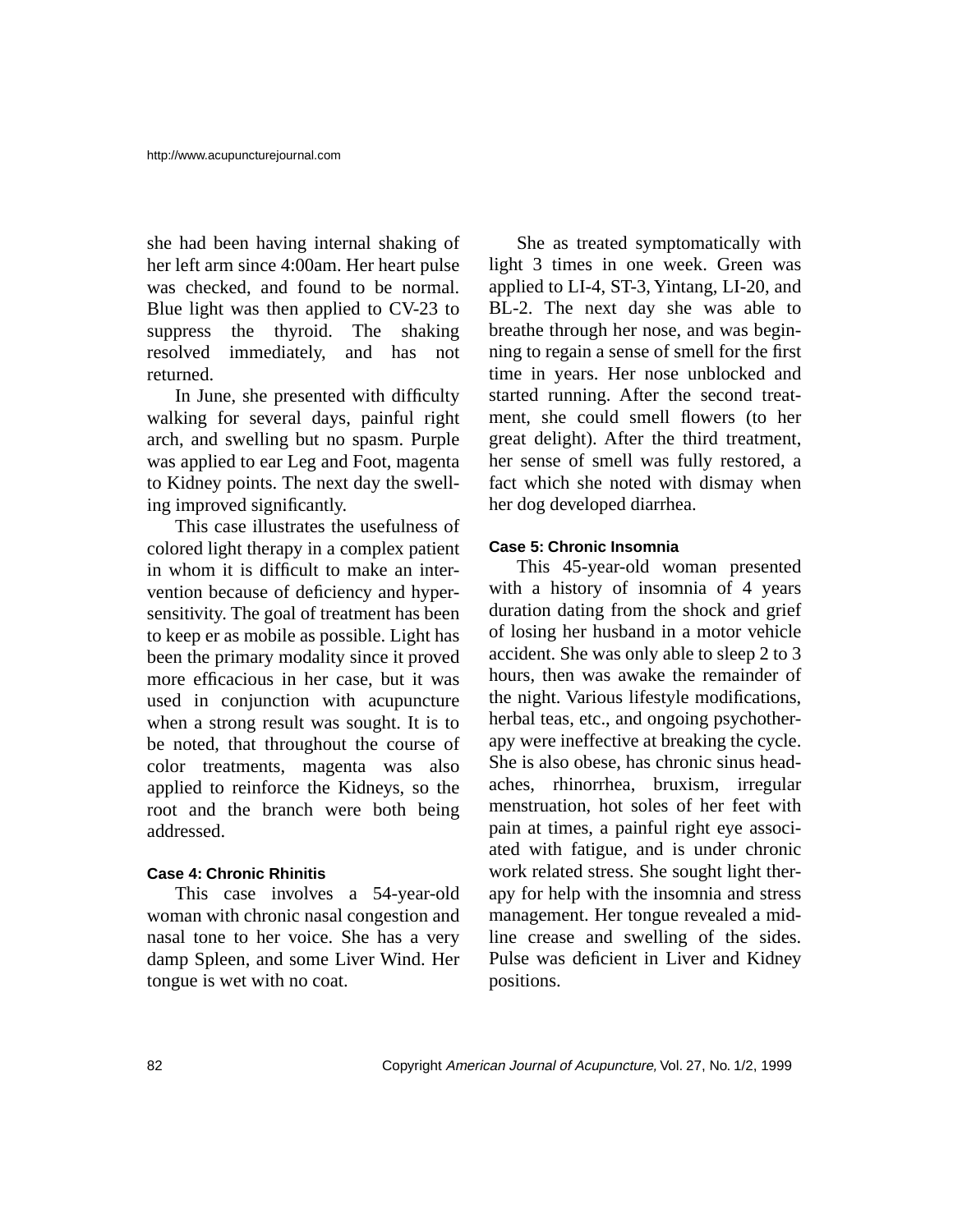she had been having internal shaking of her left arm since 4:00am. Her heart pulse was checked, and found to be normal. Blue light was then applied to CV-23 to suppress the thyroid. The shaking resolved immediately, and has not returned.

In June, she presented with difficulty walking for several days, painful right arch, and swelling but no spasm. Purple was applied to ear Leg and Foot, magenta to Kidney points. The next day the swelling improved significantly.

This case illustrates the usefulness of colored light therapy in a complex patient in whom it is difficult to make an intervention because of deficiency and hypersensitivity. The goal of treatment has been to keep er as mobile as possible. Light has been the primary modality since it proved more efficacious in her case, but it was used in conjunction with acupuncture when a strong result was sought. It is to be noted, that throughout the course of color treatments, magenta was also applied to reinforce the Kidneys, so the root and the branch were both being addressed.

#### Case 4: Chronic Rhinitis

This case involves a 54-year-old woman with chronic nasal congestion and nasal tone to her voice. She has a very damp Spleen, and some Liver Wind. Her tongue is wet with no coat.

She as treated symptomatically with light 3 times in one week. Green was applied to LI-4, ST-3, Yintang, LI-20, and BL-2. The next day she was able to breathe through her nose, and was beginning to regain a sense of smell for the first time in years. Her nose unblocked and started running. After the second treatment, she could smell flowers (to her great delight). After the third treatment, her sense of smell was fully restored, a fact which she noted with dismay when her dog developed diarrhea.

#### Case 5: Chronic Insomnia

This 45-year-old woman presented with a history of insomnia of 4 years duration dating from the shock and grief of losing her husband in a motor vehicle accident. She was only able to sleep 2 to 3 hours, then was awake the remainder of the night. Various lifestyle modifications, herbal teas, etc., and ongoing psychotherapy were ineffective at breaking the cycle. She is also obese, has chronic sinus headaches, rhinorrhea, bruxism, irregular menstruation, hot soles of her feet with pain at times, a painful right eye associated with fatigue, and is under chronic work related stress. She sought light therapy for help with the insomnia and stress management. Her tongue revealed a midline crease and swelling of the sides. Pulse was deficient in Liver and Kidney positions.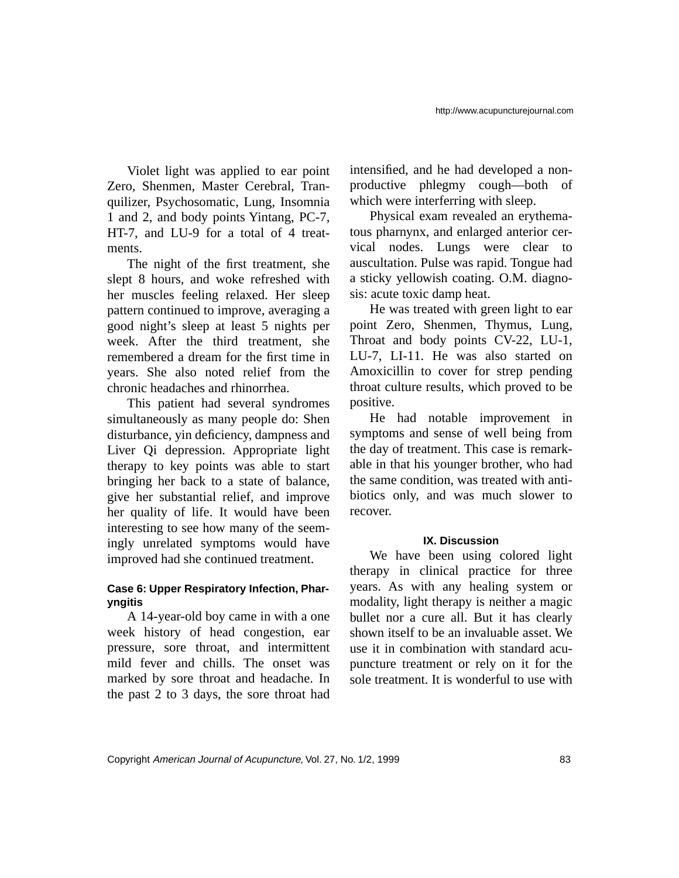Violet light was applied to ear point Zero, Shenmen, Master Cerebral, Tranquilizer, Psychosomatic, Lung, Insomnia 1 and 2, and body points Yintang, PC-7, HT-7, and LU-9 for a total of 4 treatments.

The night of the first treatment, she slept 8 hours, and woke refreshed with her muscles feeling relaxed. Her sleep pattern continued to improve, averaging a good night's sleep at least 5 nights per week. After the third treatment, she remembered a dream for the first time in years. She also noted relief from the chronic headaches and rhinorrhea.

This patient had several syndromes simultaneously as many people do: Shen disturbance, yin deficiency, dampness and Liver Qi depression. Appropriate light therapy to key points was able to start bringing her back to a state of balance, give her substantial relief, and improve her quality of life. It would have been interesting to see how many of the seemingly unrelated symptoms would have improved had she continued treatment.

#### Case 6: Upper Respiratory Infection, Pharyngitis

A 14-year-old boy came in with a one week history of head congestion, ear pressure, sore throat, and intermittent mild fever and chills. The onset was marked by sore throat and headache. In the past 2 to 3 days, the sore throat had intensified, and he had developed a nonproductive phlegmy cough—both of which were interferring with sleep.

Physical exam revealed an erythematous pharnynx, and enlarged anterior cervical nodes. Lungs were clear to auscultation. Pulse was rapid. Tongue had a sticky yellowish coating. O.M. diagnosis: acute toxic damp heat.

He was treated with green light to ear point Zero, Shenmen, Thymus, Lung, Throat and body points CV-22, LU-1, LU-7, LI-11. He was also started on Amoxicillin to cover for strep pending throat culture results, which proved to be positive.

He had notable improvement in symptoms and sense of well being from the day of treatment. This case is remarkable in that his younger brother, who had the same condition, was treated with antibiotics only, and was much slower to recover.

### IX. Discussion

We have been using colored light therapy in clinical practice for three years. As with any healing system or modality, light therapy is neither a magic bullet nor a cure all. But it has clearly shown itself to be an invaluable asset. We use it in combination with standard acupuncture treatment or rely on it for the sole treatment. It is wonderful to use with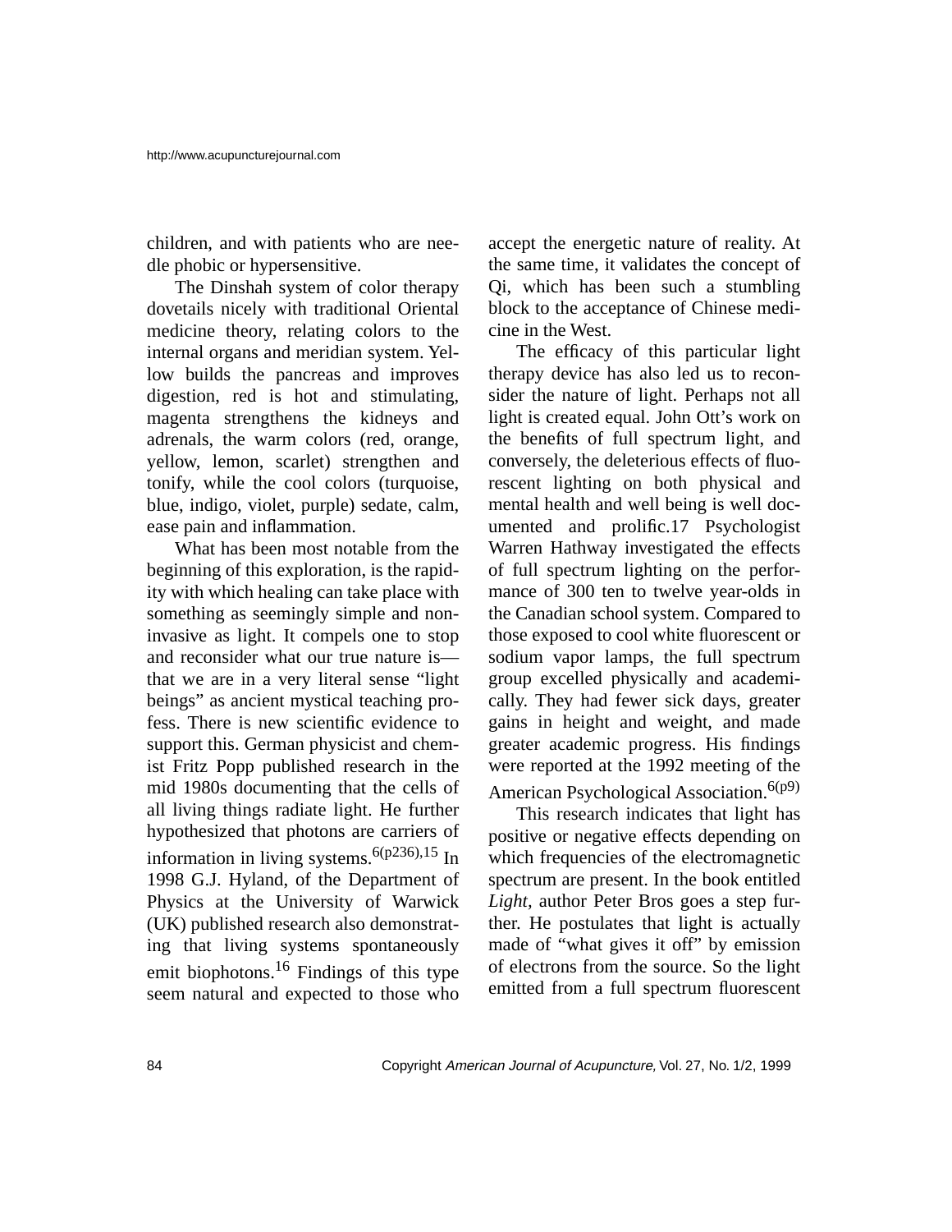children, and with patients who are needle phobic or hypersensitive.

The Dinshah system of color therapy dovetails nicely with traditional Oriental medicine theory, relating colors to the internal organs and meridian system. Yellow builds the pancreas and improves digestion, red is hot and stimulating, magenta strengthens the kidneys and adrenals, the warm colors (red, orange, yellow, lemon, scarlet) strengthen and tonify, while the cool colors (turquoise, blue, indigo, violet, purple) sedate, calm, ease pain and inflammation.

What has been most notable from the beginning of this exploration, is the rapidity with which healing can take place with something as seemingly simple and non-invasive as light. It compels one to stop and reconsider what our true nature is—that we are in a very literal sense "light beings" as ancient mystical teaching profess. There is new scientific evidence to support this. German physicist and chemist Fritz Popp published research in the mid 1980s documenting that the cells of all living things radiate light. He further hypothesized that photons are carriers of information in living systems.[6(p236),15] In 1998 G.J. Hyland, of the Department of Physics at the University of Warwick (UK) published research also demonstrating that living systems spontaneously emit biophotons.[16] Findings of this type seem natural and expected to those who accept the energetic nature of reality. At the same time, it validates the concept of Qi, which has been such a stumbling block to the acceptance of Chinese medicine in the West.

The efficacy of this particular light therapy device has also led us to reconsider the nature of light. Perhaps not all light is created equal. John Ott's work on the benefits of full spectrum light, and conversely, the deleterious effects of fluorescent lighting on both physical and mental health and well being is well documented and prolific.17 Psychologist Warren Hathway investigated the effects of full spectrum lighting on the performance of 300 ten to twelve year-olds in the Canadian school system. Compared to those exposed to cool white fluorescent or sodium vapor lamps, the full spectrum group excelled physically and academically. They had fewer sick days, greater gains in height and weight, and made greater academic progress. His findings were reported at the 1992 meeting of the American Psychological Association.[6(p9)]

This research indicates that light has positive or negative effects depending on which frequencies of the electromagnetic spectrum are present. In the book entitled *Light,* author Peter Bros goes a step further. He postulates that light is actually made of "what gives it off" by emission of electrons from the source. So the light emitted from a full spectrum fluorescent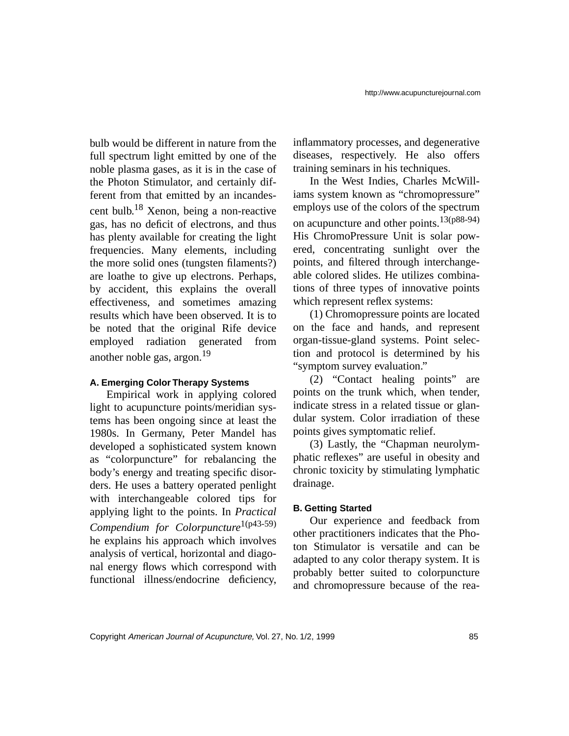bulb would be different in nature from the full spectrum light emitted by one of the noble plasma gases, as it is in the case of the Photon Stimulator, and certainly different from that emitted by an incandescent bulb.[18] Xenon, being a non-reactive gas, has no deficit of electrons, and thus has plenty available for creating the light frequencies. Many elements, including the more solid ones (tungsten filaments?) are loathe to give up electrons. Perhaps, by accident, this explains the overall effectiveness, and sometimes amazing results which have been observed. It is to be noted that the original Rife device employed radiation generated from another noble gas, argon.[19]

#### A. Emerging Color Therapy Systems

Empirical work in applying colored light to acupuncture points/meridian systems has been ongoing since at least the 1980s. In Germany, Peter Mandel has developed a sophisticated system known as "colorpuncture" for rebalancing the body's energy and treating specific disorders. He uses a battery operated penlight with interchangeable colored tips for applying light to the points. In *Practical Compendium for Colorpuncture*[1(p43-59)] he explains his approach which involves analysis of vertical, horizontal and diagonal energy flows which correspond with functional illness/endocrine deficiency, inflammatory processes, and degenerative diseases, respectively. He also offers training seminars in his techniques.

In the West Indies, Charles McWilliams system known as "chromopressure" employs use of the colors of the spectrum on acupuncture and other points.[13(p88-94)] His ChromoPressure Unit is solar powered, concentrating sunlight over the points, and filtered through interchangeable colored slides. He utilizes combinations of three types of innovative points which represent reflex systems:

(1) Chromopressure points are located on the face and hands, and represent organ-tissue-gland systems. Point selection and protocol is determined by his "symptom survey evaluation."

(2) "Contact healing points" are points on the trunk which, when tender, indicate stress in a related tissue or glandular system. Color irradiation of these points gives symptomatic relief.

(3) Lastly, the "Chapman neurolymphatic reflexes" are useful in obesity and chronic toxicity by stimulating lymphatic drainage.

#### B. Getting Started

Our experience and feedback from other practitioners indicates that the Photon Stimulator is versatile and can be adapted to any color therapy system. It is probably better suited to colorpuncture and chromopressure because of the rea-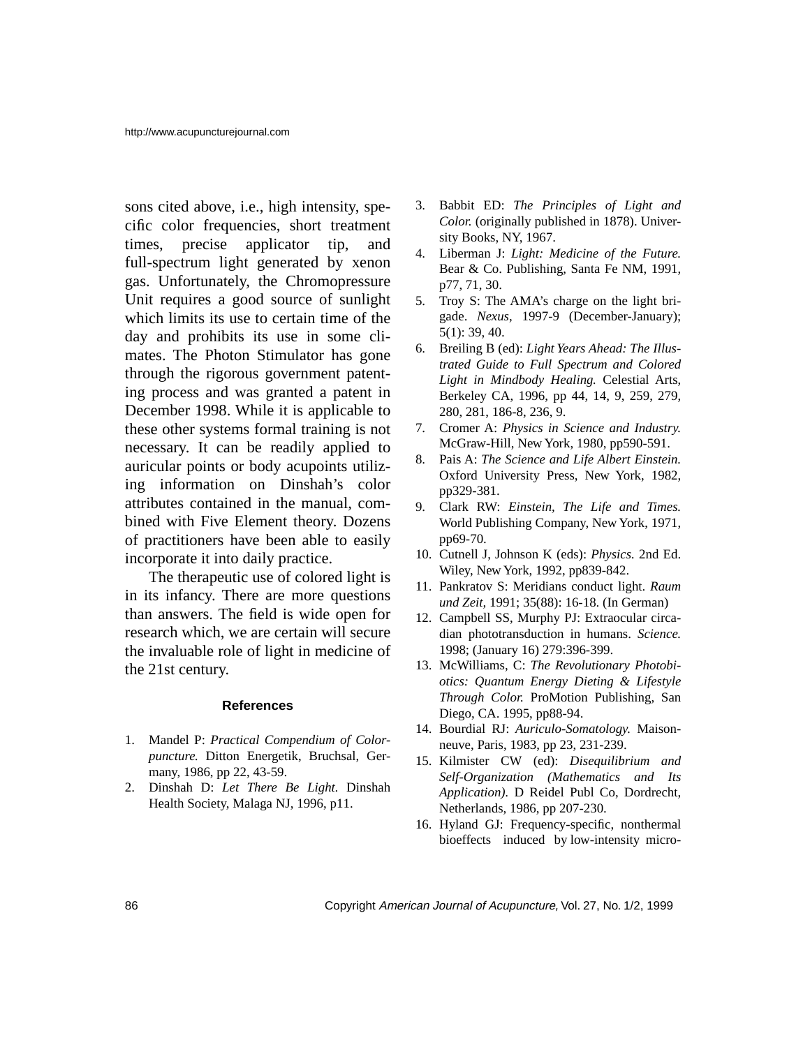sons cited above, i.e., high intensity, specific color frequencies, short treatment times, precise applicator tip, and full-spectrum light generated by xenon gas. Unfortunately, the Chromopressure Unit requires a good source of sunlight which limits its use to certain time of the day and prohibits its use in some climates. The Photon Stimulator has gone through the rigorous government patenting process and was granted a patent in December 1998. While it is applicable to these other systems formal training is not necessary. It can be readily applied to auricular points or body acupoints utilizing information on Dinshah's color attributes contained in the manual, combined with Five Element theory. Dozens of practitioners have been able to easily incorporate it into daily practice.

The therapeutic use of colored light is in its infancy. There are more questions than answers. The field is wide open for research which, we are certain will secure the invaluable role of light in medicine of the 21st century.

### References

1. Mandel P: *Practical Compendium of Colorpuncture.* Ditton Energetik, Bruchsal, Germany, 1986, pp 22, 43-59.
2. Dinshah D: *Let There Be Light.* Dinshah Health Society, Malaga NJ, 1996, p11.
3. Babbit ED: *The Principles of Light and Color.* (originally published in 1878). University Books, NY, 1967.
4. Liberman J: *Light: Medicine of the Future.* Bear & Co. Publishing, Santa Fe NM, 1991, p77, 71, 30.
5. Troy S: The AMA's charge on the light brigade. *Nexus,* 1997-9 (December-January); 5(1): 39, 40.
6. Breiling B (ed): *Light Years Ahead: The Illustrated Guide to Full Spectrum and Colored Light in Mindbody Healing.* Celestial Arts, Berkeley CA, 1996, pp 44, 14, 9, 259, 279, 280, 281, 186-8, 236, 9.
7. Cromer A: *Physics in Science and Industry.* McGraw-Hill, New York, 1980, pp590-591.
8. Pais A: *The Science and Life Albert Einstein.* Oxford University Press, New York, 1982, pp329-381.
9. Clark RW: *Einstein, The Life and Times.* World Publishing Company, New York, 1971, pp69-70.
10. Cutnell J, Johnson K (eds): *Physics.* 2nd Ed. Wiley, New York, 1992, pp839-842.
11. Pankratov S: Meridians conduct light. *Raum und Zeit,* 1991; 35(88): 16-18. (In German)
12. Campbell SS, Murphy PJ: Extraocular circadian phototransduction in humans. *Science.* 1998; (January 16) 279:396-399.
13. McWilliams, C: *The Revolutionary Photobiotics: Quantum Energy Dieting & Lifestyle Through Color.* ProMotion Publishing, San Diego, CA. 1995, pp88-94.
14. Bourdial RJ: *Auriculo-Somatology.* Maisonneuve, Paris, 1983, pp 23, 231-239.
15. Kilmister CW (ed): *Disequilibrium and Self-Organization (Mathematics and Its Application).* D Reidel Publ Co, Dordrecht, Netherlands, 1986, pp 207-230.
16. Hyland GJ: Frequency-specific, nonthermal bioeffects induced by low-intensity micro-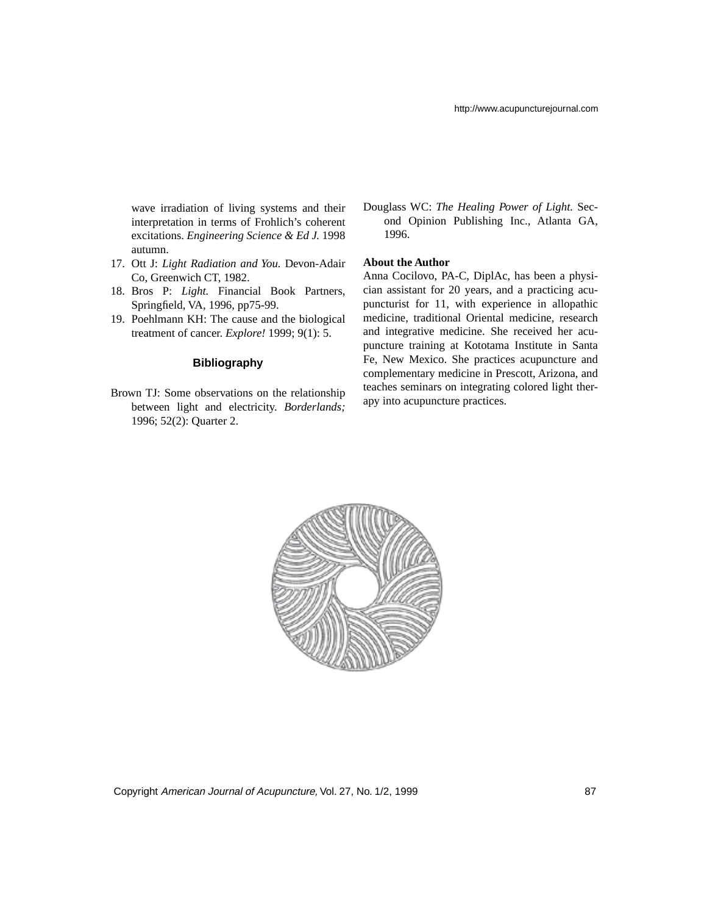wave irradiation of living systems and their interpretation in terms of Frohlich's coherent excitations. *Engineering Science & Ed J.* 1998 autumn.

17. Ott J: *Light Radiation and You.* Devon-Adair Co, Greenwich CT, 1982.
18. Bros P: *Light.* Financial Book Partners, Springfield, VA, 1996, pp75-99.
19. Poehlmann KH: The cause and the biological treatment of cancer. *Explore!* 1999; 9(1): 5.

## Bibliography

Brown TJ: Some observations on the relationship between light and electricity. *Borderlands;* 1996; 52(2): Quarter 2.

Douglass WC: *The Healing Power of Light.* Second Opinion Publishing Inc., Atlanta GA, 1996.

**About the Author**

Anna Cocilovo, PA-C, DiplAc, has been a physician assistant for 20 years, and a practicing acupuncturist for 11, with experience in allopathic medicine, traditional Oriental medicine, research and integrative medicine. She received her acupuncture training at Kototama Institute in Santa Fe, New Mexico. She practices acupuncture and complementary medicine in Prescott, Arizona, and teaches seminars on integrating colored light therapy into acupuncture practices.